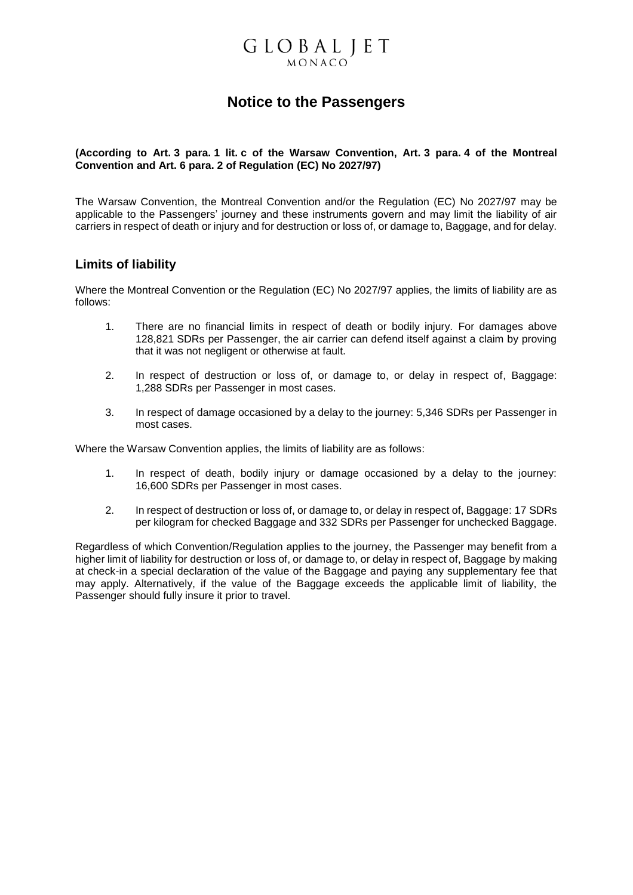GLOBAL JET
MONACO

# Notice to the Passengers

**(According to Art. 3 para. 1 lit. c of the Warsaw Convention, Art. 3 para. 4 of the Montreal Convention and Art. 6 para. 2 of Regulation (EC) No 2027/97)**

The Warsaw Convention, the Montreal Convention and/or the Regulation (EC) No 2027/97 may be applicable to the Passengers' journey and these instruments govern and may limit the liability of air carriers in respect of death or injury and for destruction or loss of, or damage to, Baggage, and for delay.

## Limits of liability

Where the Montreal Convention or the Regulation (EC) No 2027/97 applies, the limits of liability are as follows:

1. There are no financial limits in respect of death or bodily injury. For damages above 128,821 SDRs per Passenger, the air carrier can defend itself against a claim by proving that it was not negligent or otherwise at fault.
2. In respect of destruction or loss of, or damage to, or delay in respect of, Baggage: 1,288 SDRs per Passenger in most cases.
3. In respect of damage occasioned by a delay to the journey: 5,346 SDRs per Passenger in most cases.

Where the Warsaw Convention applies, the limits of liability are as follows:

1. In respect of death, bodily injury or damage occasioned by a delay to the journey: 16,600 SDRs per Passenger in most cases.
2. In respect of destruction or loss of, or damage to, or delay in respect of, Baggage: 17 SDRs per kilogram for checked Baggage and 332 SDRs per Passenger for unchecked Baggage.

Regardless of which Convention/Regulation applies to the journey, the Passenger may benefit from a higher limit of liability for destruction or loss of, or damage to, or delay in respect of, Baggage by making at check-in a special declaration of the value of the Baggage and paying any supplementary fee that may apply. Alternatively, if the value of the Baggage exceeds the applicable limit of liability, the Passenger should fully insure it prior to travel.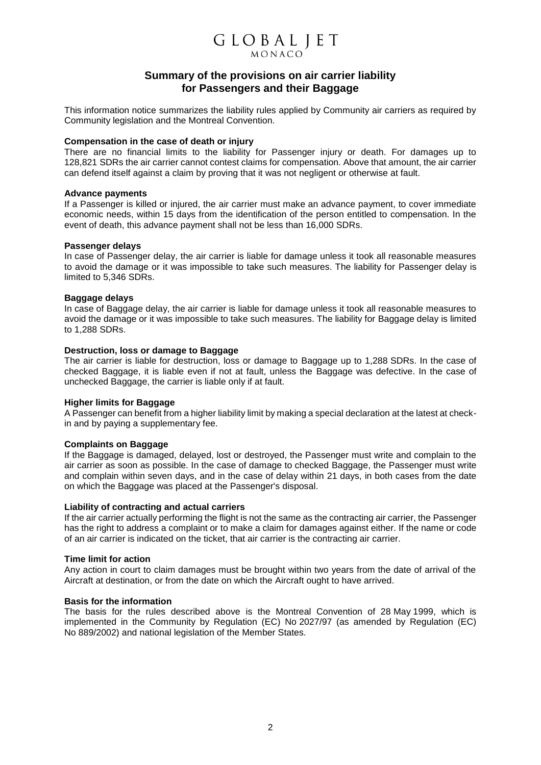GLOBAL JET
MONACO

## Summary of the provisions on air carrier liability for Passengers and their Baggage

This information notice summarizes the liability rules applied by Community air carriers as required by Community legislation and the Montreal Convention.

**Compensation in the case of death or injury**

There are no financial limits to the liability for Passenger injury or death. For damages up to 128,821 SDRs the air carrier cannot contest claims for compensation. Above that amount, the air carrier can defend itself against a claim by proving that it was not negligent or otherwise at fault.

**Advance payments**

If a Passenger is killed or injured, the air carrier must make an advance payment, to cover immediate economic needs, within 15 days from the identification of the person entitled to compensation. In the event of death, this advance payment shall not be less than 16,000 SDRs.

**Passenger delays**

In case of Passenger delay, the air carrier is liable for damage unless it took all reasonable measures to avoid the damage or it was impossible to take such measures. The liability for Passenger delay is limited to 5,346 SDRs.

**Baggage delays**

In case of Baggage delay, the air carrier is liable for damage unless it took all reasonable measures to avoid the damage or it was impossible to take such measures. The liability for Baggage delay is limited to 1,288 SDRs.

**Destruction, loss or damage to Baggage**

The air carrier is liable for destruction, loss or damage to Baggage up to 1,288 SDRs. In the case of checked Baggage, it is liable even if not at fault, unless the Baggage was defective. In the case of unchecked Baggage, the carrier is liable only if at fault.

**Higher limits for Baggage**

A Passenger can benefit from a higher liability limit by making a special declaration at the latest at check-in and by paying a supplementary fee.

**Complaints on Baggage**

If the Baggage is damaged, delayed, lost or destroyed, the Passenger must write and complain to the air carrier as soon as possible. In the case of damage to checked Baggage, the Passenger must write and complain within seven days, and in the case of delay within 21 days, in both cases from the date on which the Baggage was placed at the Passenger's disposal.

**Liability of contracting and actual carriers**

If the air carrier actually performing the flight is not the same as the contracting air carrier, the Passenger has the right to address a complaint or to make a claim for damages against either. If the name or code of an air carrier is indicated on the ticket, that air carrier is the contracting air carrier.

**Time limit for action**

Any action in court to claim damages must be brought within two years from the date of arrival of the Aircraft at destination, or from the date on which the Aircraft ought to have arrived.

**Basis for the information**

The basis for the rules described above is the Montreal Convention of 28 May 1999, which is implemented in the Community by Regulation (EC) No 2027/97 (as amended by Regulation (EC) No 889/2002) and national legislation of the Member States.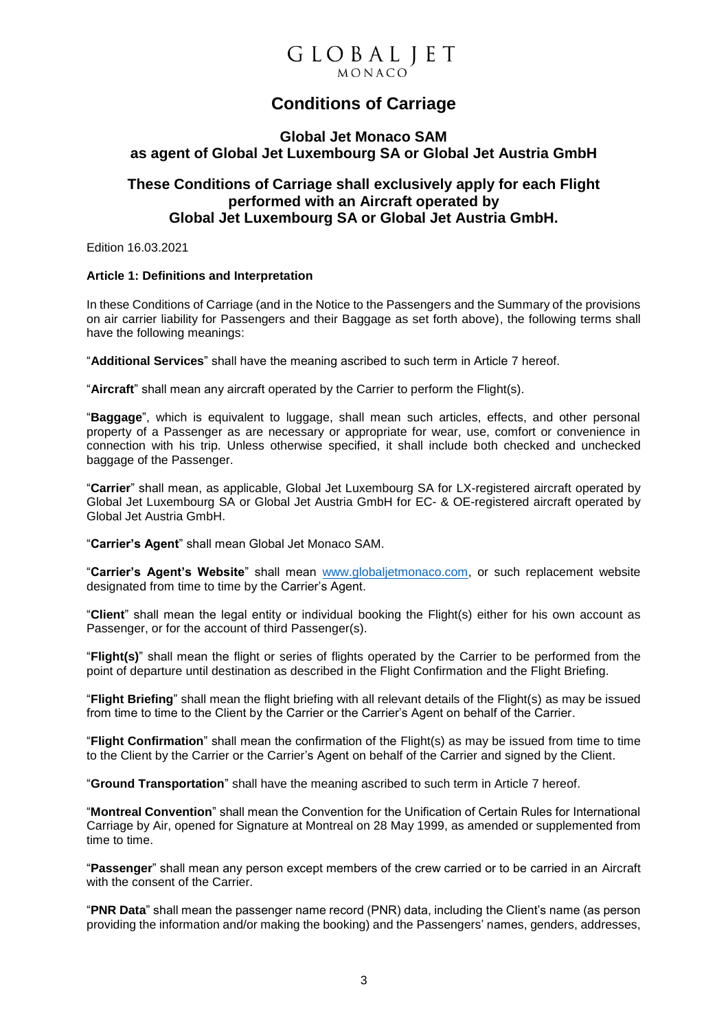GLOBAL JET
MONACO

# Conditions of Carriage

## Global Jet Monaco SAM as agent of Global Jet Luxembourg SA or Global Jet Austria GmbH

## These Conditions of Carriage shall exclusively apply for each Flight performed with an Aircraft operated by Global Jet Luxembourg SA or Global Jet Austria GmbH.

Edition 16.03.2021

**Article 1: Definitions and Interpretation**

In these Conditions of Carriage (and in the Notice to the Passengers and the Summary of the provisions on air carrier liability for Passengers and their Baggage as set forth above), the following terms shall have the following meanings:

"**Additional Services**" shall have the meaning ascribed to such term in Article 7 hereof.

"**Aircraft**" shall mean any aircraft operated by the Carrier to perform the Flight(s).

"**Baggage**", which is equivalent to luggage, shall mean such articles, effects, and other personal property of a Passenger as are necessary or appropriate for wear, use, comfort or convenience in connection with his trip. Unless otherwise specified, it shall include both checked and unchecked baggage of the Passenger.

"**Carrier**" shall mean, as applicable, Global Jet Luxembourg SA for LX-registered aircraft operated by Global Jet Luxembourg SA or Global Jet Austria GmbH for EC- & OE-registered aircraft operated by Global Jet Austria GmbH.

"**Carrier's Agent**" shall mean Global Jet Monaco SAM.

"**Carrier's Agent's Website**" shall mean www.globaljetmonaco.com, or such replacement website designated from time to time by the Carrier's Agent.

"**Client**" shall mean the legal entity or individual booking the Flight(s) either for his own account as Passenger, or for the account of third Passenger(s).

"**Flight(s)**" shall mean the flight or series of flights operated by the Carrier to be performed from the point of departure until destination as described in the Flight Confirmation and the Flight Briefing.

"**Flight Briefing**" shall mean the flight briefing with all relevant details of the Flight(s) as may be issued from time to time to the Client by the Carrier or the Carrier's Agent on behalf of the Carrier.

"**Flight Confirmation**" shall mean the confirmation of the Flight(s) as may be issued from time to time to the Client by the Carrier or the Carrier's Agent on behalf of the Carrier and signed by the Client.

"**Ground Transportation**" shall have the meaning ascribed to such term in Article 7 hereof.

"**Montreal Convention**" shall mean the Convention for the Unification of Certain Rules for International Carriage by Air, opened for Signature at Montreal on 28 May 1999, as amended or supplemented from time to time.

"**Passenger**" shall mean any person except members of the crew carried or to be carried in an Aircraft with the consent of the Carrier.

"**PNR Data**" shall mean the passenger name record (PNR) data, including the Client's name (as person providing the information and/or making the booking) and the Passengers' names, genders, addresses,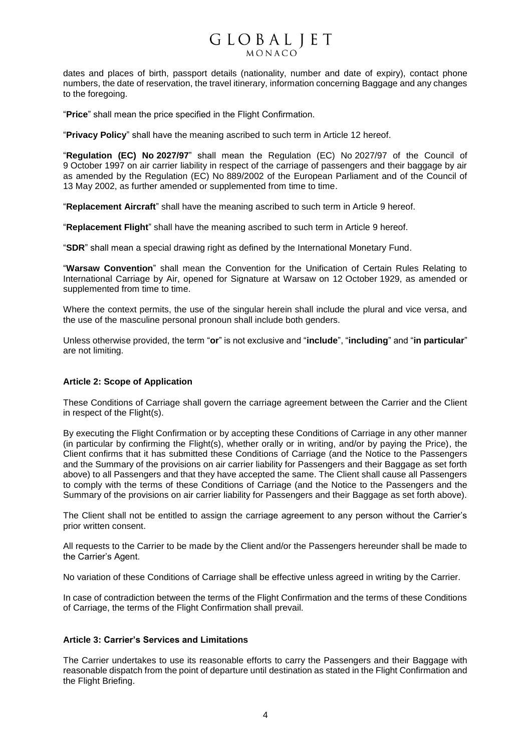dates and places of birth, passport details (nationality, number and date of expiry), contact phone numbers, the date of reservation, the travel itinerary, information concerning Baggage and any changes to the foregoing.

"**Price**" shall mean the price specified in the Flight Confirmation.

"**Privacy Policy**" shall have the meaning ascribed to such term in Article 12 hereof.

"**Regulation (EC) No 2027/97**" shall mean the Regulation (EC) No 2027/97 of the Council of 9 October 1997 on air carrier liability in respect of the carriage of passengers and their baggage by air as amended by the Regulation (EC) No 889/2002 of the European Parliament and of the Council of 13 May 2002, as further amended or supplemented from time to time.

"**Replacement Aircraft**" shall have the meaning ascribed to such term in Article 9 hereof.

"**Replacement Flight**" shall have the meaning ascribed to such term in Article 9 hereof.

"**SDR**" shall mean a special drawing right as defined by the International Monetary Fund.

"**Warsaw Convention**" shall mean the Convention for the Unification of Certain Rules Relating to International Carriage by Air, opened for Signature at Warsaw on 12 October 1929, as amended or supplemented from time to time.

Where the context permits, the use of the singular herein shall include the plural and vice versa, and the use of the masculine personal pronoun shall include both genders.

Unless otherwise provided, the term "**or**" is not exclusive and "**include**", "**including**" and "**in particular**" are not limiting.

### Article 2: Scope of Application

These Conditions of Carriage shall govern the carriage agreement between the Carrier and the Client in respect of the Flight(s).

By executing the Flight Confirmation or by accepting these Conditions of Carriage in any other manner (in particular by confirming the Flight(s), whether orally or in writing, and/or by paying the Price), the Client confirms that it has submitted these Conditions of Carriage (and the Notice to the Passengers and the Summary of the provisions on air carrier liability for Passengers and their Baggage as set forth above) to all Passengers and that they have accepted the same. The Client shall cause all Passengers to comply with the terms of these Conditions of Carriage (and the Notice to the Passengers and the Summary of the provisions on air carrier liability for Passengers and their Baggage as set forth above).

The Client shall not be entitled to assign the carriage agreement to any person without the Carrier's prior written consent.

All requests to the Carrier to be made by the Client and/or the Passengers hereunder shall be made to the Carrier's Agent.

No variation of these Conditions of Carriage shall be effective unless agreed in writing by the Carrier.

In case of contradiction between the terms of the Flight Confirmation and the terms of these Conditions of Carriage, the terms of the Flight Confirmation shall prevail.

### Article 3: Carrier's Services and Limitations

The Carrier undertakes to use its reasonable efforts to carry the Passengers and their Baggage with reasonable dispatch from the point of departure until destination as stated in the Flight Confirmation and the Flight Briefing.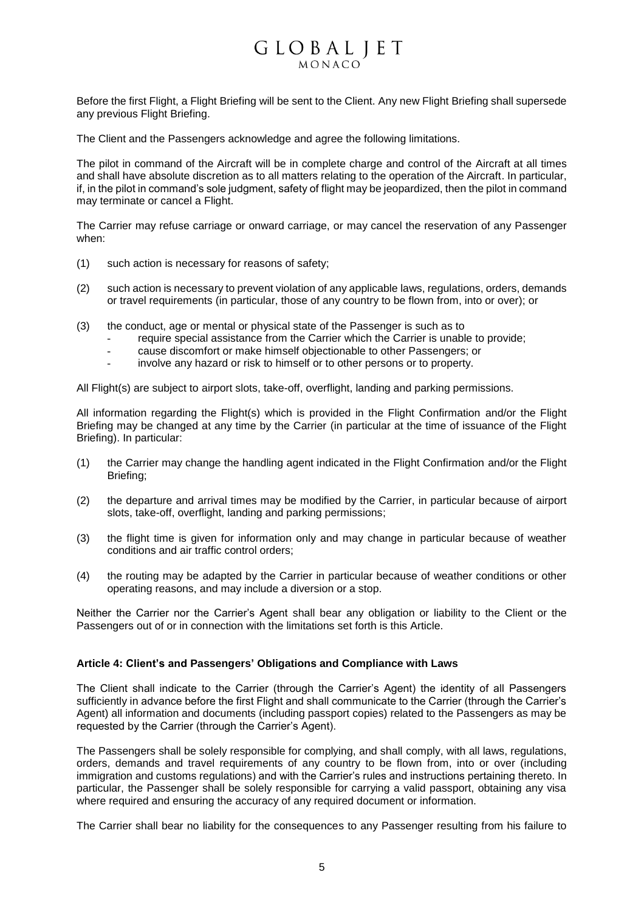Before the first Flight, a Flight Briefing will be sent to the Client. Any new Flight Briefing shall supersede any previous Flight Briefing.

The Client and the Passengers acknowledge and agree the following limitations.

The pilot in command of the Aircraft will be in complete charge and control of the Aircraft at all times and shall have absolute discretion as to all matters relating to the operation of the Aircraft. In particular, if, in the pilot in command's sole judgment, safety of flight may be jeopardized, then the pilot in command may terminate or cancel a Flight.

The Carrier may refuse carriage or onward carriage, or may cancel the reservation of any Passenger when:

(1) such action is necessary for reasons of safety;

(2) such action is necessary to prevent violation of any applicable laws, regulations, orders, demands or travel requirements (in particular, those of any country to be flown from, into or over); or

(3) the conduct, age or mental or physical state of the Passenger is such as to
   - require special assistance from the Carrier which the Carrier is unable to provide;
   - cause discomfort or make himself objectionable to other Passengers; or
   - involve any hazard or risk to himself or to other persons or to property.

All Flight(s) are subject to airport slots, take-off, overflight, landing and parking permissions.

All information regarding the Flight(s) which is provided in the Flight Confirmation and/or the Flight Briefing may be changed at any time by the Carrier (in particular at the time of issuance of the Flight Briefing). In particular:

(1) the Carrier may change the handling agent indicated in the Flight Confirmation and/or the Flight Briefing;

(2) the departure and arrival times may be modified by the Carrier, in particular because of airport slots, take-off, overflight, landing and parking permissions;

(3) the flight time is given for information only and may change in particular because of weather conditions and air traffic control orders;

(4) the routing may be adapted by the Carrier in particular because of weather conditions or other operating reasons, and may include a diversion or a stop.

Neither the Carrier nor the Carrier's Agent shall bear any obligation or liability to the Client or the Passengers out of or in connection with the limitations set forth is this Article.

**Article 4: Client's and Passengers' Obligations and Compliance with Laws**

The Client shall indicate to the Carrier (through the Carrier's Agent) the identity of all Passengers sufficiently in advance before the first Flight and shall communicate to the Carrier (through the Carrier's Agent) all information and documents (including passport copies) related to the Passengers as may be requested by the Carrier (through the Carrier's Agent).

The Passengers shall be solely responsible for complying, and shall comply, with all laws, regulations, orders, demands and travel requirements of any country to be flown from, into or over (including immigration and customs regulations) and with the Carrier's rules and instructions pertaining thereto. In particular, the Passenger shall be solely responsible for carrying a valid passport, obtaining any visa where required and ensuring the accuracy of any required document or information.

The Carrier shall bear no liability for the consequences to any Passenger resulting from his failure to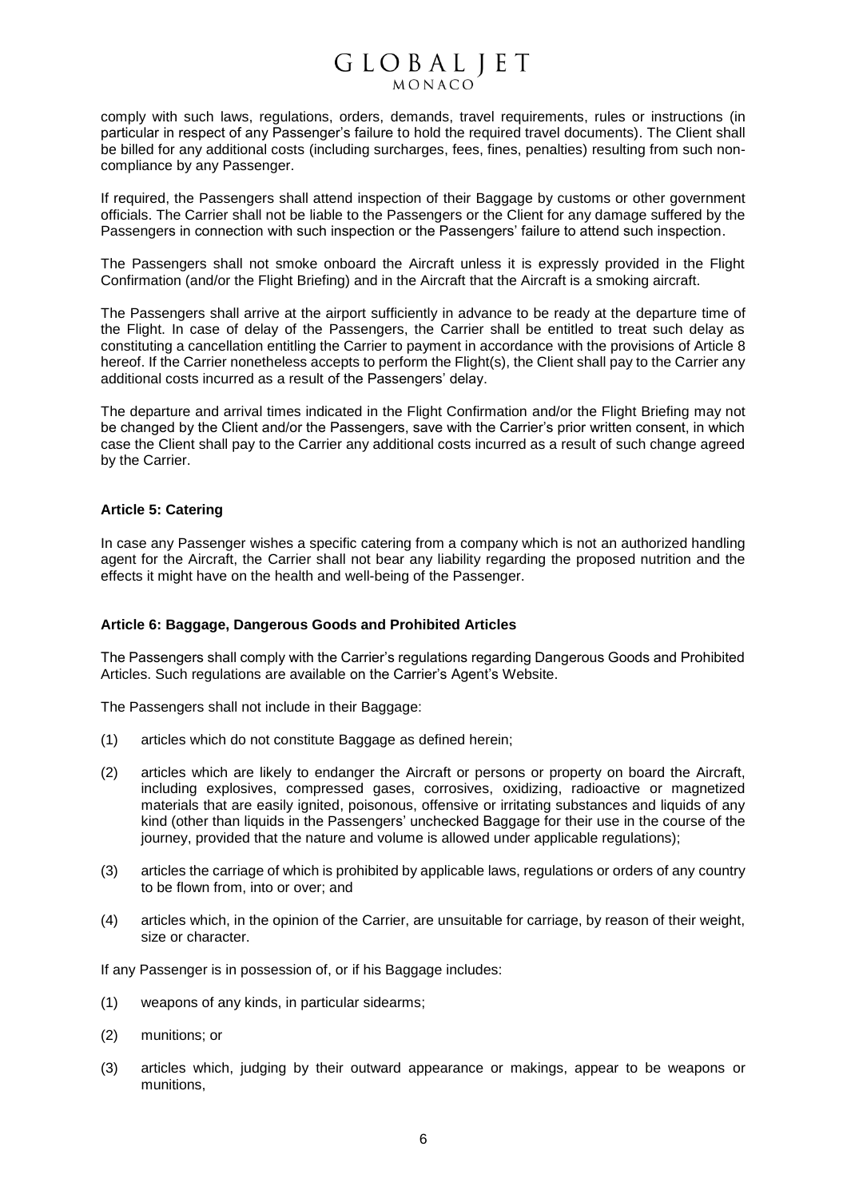comply with such laws, regulations, orders, demands, travel requirements, rules or instructions (in particular in respect of any Passenger's failure to hold the required travel documents). The Client shall be billed for any additional costs (including surcharges, fees, fines, penalties) resulting from such non-compliance by any Passenger.

If required, the Passengers shall attend inspection of their Baggage by customs or other government officials. The Carrier shall not be liable to the Passengers or the Client for any damage suffered by the Passengers in connection with such inspection or the Passengers' failure to attend such inspection.

The Passengers shall not smoke onboard the Aircraft unless it is expressly provided in the Flight Confirmation (and/or the Flight Briefing) and in the Aircraft that the Aircraft is a smoking aircraft.

The Passengers shall arrive at the airport sufficiently in advance to be ready at the departure time of the Flight. In case of delay of the Passengers, the Carrier shall be entitled to treat such delay as constituting a cancellation entitling the Carrier to payment in accordance with the provisions of Article 8 hereof. If the Carrier nonetheless accepts to perform the Flight(s), the Client shall pay to the Carrier any additional costs incurred as a result of the Passengers' delay.

The departure and arrival times indicated in the Flight Confirmation and/or the Flight Briefing may not be changed by the Client and/or the Passengers, save with the Carrier's prior written consent, in which case the Client shall pay to the Carrier any additional costs incurred as a result of such change agreed by the Carrier.

**Article 5: Catering**

In case any Passenger wishes a specific catering from a company which is not an authorized handling agent for the Aircraft, the Carrier shall not bear any liability regarding the proposed nutrition and the effects it might have on the health and well-being of the Passenger.

**Article 6: Baggage, Dangerous Goods and Prohibited Articles**

The Passengers shall comply with the Carrier's regulations regarding Dangerous Goods and Prohibited Articles. Such regulations are available on the Carrier's Agent's Website.

The Passengers shall not include in their Baggage:

(1) articles which do not constitute Baggage as defined herein;

(2) articles which are likely to endanger the Aircraft or persons or property on board the Aircraft, including explosives, compressed gases, corrosives, oxidizing, radioactive or magnetized materials that are easily ignited, poisonous, offensive or irritating substances and liquids of any kind (other than liquids in the Passengers' unchecked Baggage for their use in the course of the journey, provided that the nature and volume is allowed under applicable regulations);

(3) articles the carriage of which is prohibited by applicable laws, regulations or orders of any country to be flown from, into or over; and

(4) articles which, in the opinion of the Carrier, are unsuitable for carriage, by reason of their weight, size or character.

If any Passenger is in possession of, or if his Baggage includes:

(1) weapons of any kinds, in particular sidearms;

(2) munitions; or

(3) articles which, judging by their outward appearance or makings, appear to be weapons or munitions,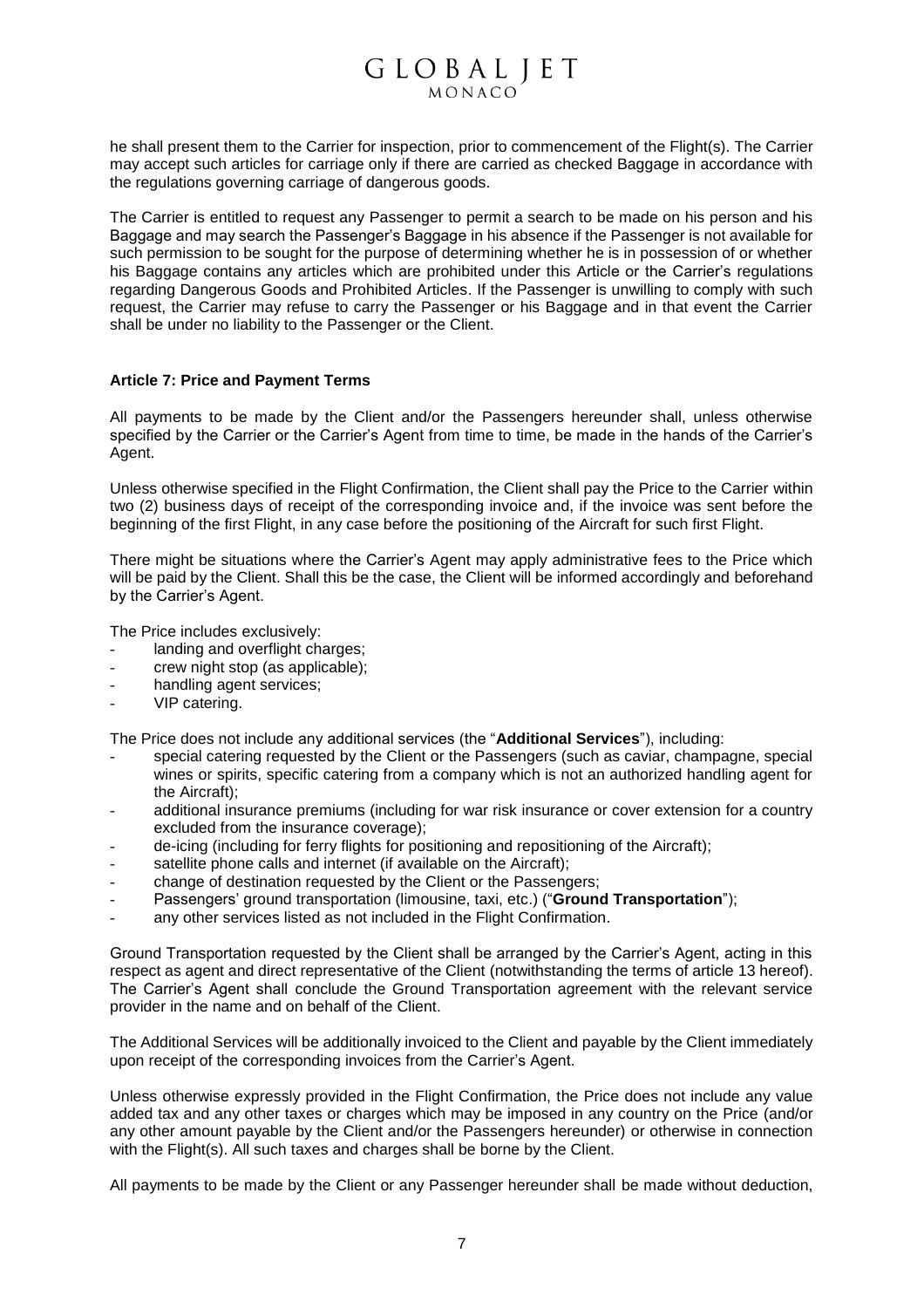he shall present them to the Carrier for inspection, prior to commencement of the Flight(s). The Carrier may accept such articles for carriage only if there are carried as checked Baggage in accordance with the regulations governing carriage of dangerous goods.

The Carrier is entitled to request any Passenger to permit a search to be made on his person and his Baggage and may search the Passenger's Baggage in his absence if the Passenger is not available for such permission to be sought for the purpose of determining whether he is in possession of or whether his Baggage contains any articles which are prohibited under this Article or the Carrier's regulations regarding Dangerous Goods and Prohibited Articles. If the Passenger is unwilling to comply with such request, the Carrier may refuse to carry the Passenger or his Baggage and in that event the Carrier shall be under no liability to the Passenger or the Client.

**Article 7: Price and Payment Terms**

All payments to be made by the Client and/or the Passengers hereunder shall, unless otherwise specified by the Carrier or the Carrier's Agent from time to time, be made in the hands of the Carrier's Agent.

Unless otherwise specified in the Flight Confirmation, the Client shall pay the Price to the Carrier within two (2) business days of receipt of the corresponding invoice and, if the invoice was sent before the beginning of the first Flight, in any case before the positioning of the Aircraft for such first Flight.

There might be situations where the Carrier's Agent may apply administrative fees to the Price which will be paid by the Client. Shall this be the case, the Client will be informed accordingly and beforehand by the Carrier's Agent.

The Price includes exclusively:

- landing and overflight charges;
- crew night stop (as applicable);
- handling agent services;
- VIP catering.

The Price does not include any additional services (the "**Additional Services**"), including:

- special catering requested by the Client or the Passengers (such as caviar, champagne, special wines or spirits, specific catering from a company which is not an authorized handling agent for the Aircraft);
- additional insurance premiums (including for war risk insurance or cover extension for a country excluded from the insurance coverage);
- de-icing (including for ferry flights for positioning and repositioning of the Aircraft);
- satellite phone calls and internet (if available on the Aircraft);
- change of destination requested by the Client or the Passengers;
- Passengers' ground transportation (limousine, taxi, etc.) ("**Ground Transportation**");
- any other services listed as not included in the Flight Confirmation.

Ground Transportation requested by the Client shall be arranged by the Carrier's Agent, acting in this respect as agent and direct representative of the Client (notwithstanding the terms of article 13 hereof). The Carrier's Agent shall conclude the Ground Transportation agreement with the relevant service provider in the name and on behalf of the Client.

The Additional Services will be additionally invoiced to the Client and payable by the Client immediately upon receipt of the corresponding invoices from the Carrier's Agent.

Unless otherwise expressly provided in the Flight Confirmation, the Price does not include any value added tax and any other taxes or charges which may be imposed in any country on the Price (and/or any other amount payable by the Client and/or the Passengers hereunder) or otherwise in connection with the Flight(s). All such taxes and charges shall be borne by the Client.

All payments to be made by the Client or any Passenger hereunder shall be made without deduction,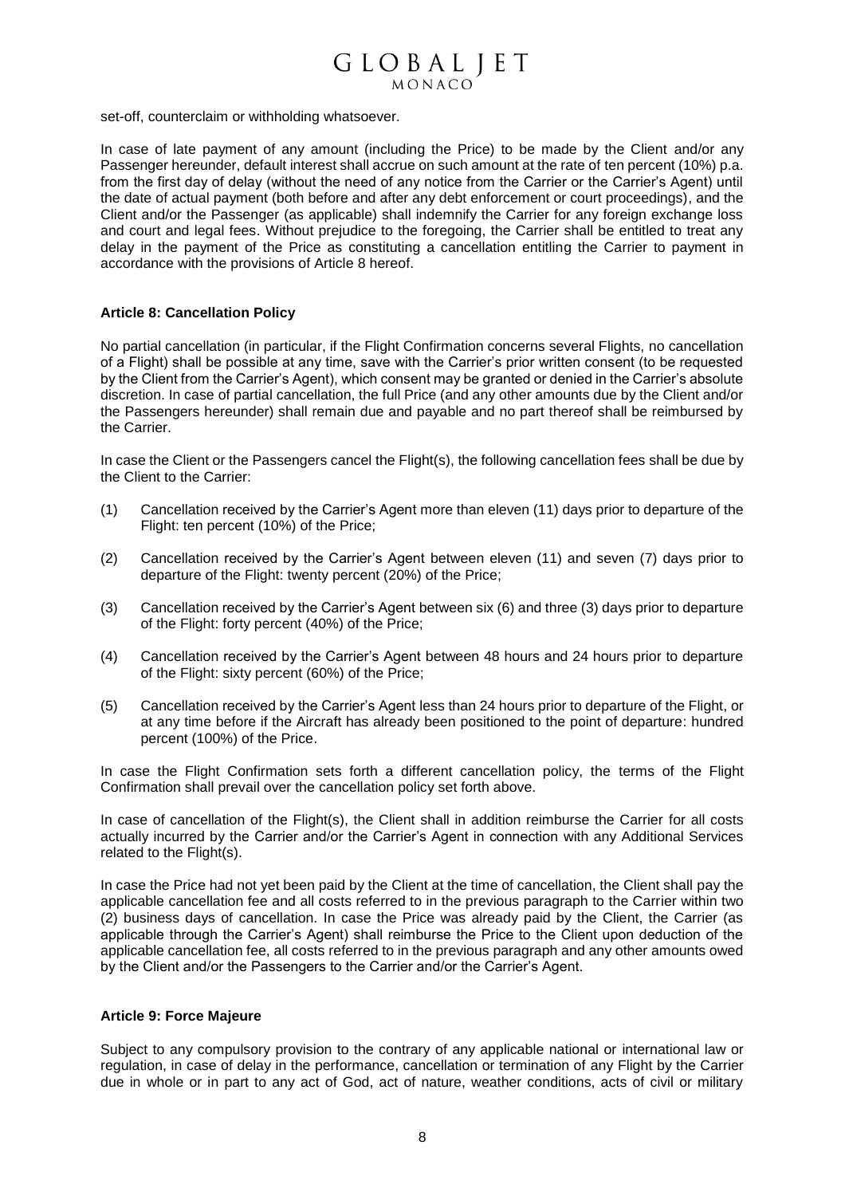set-off, counterclaim or withholding whatsoever.

In case of late payment of any amount (including the Price) to be made by the Client and/or any Passenger hereunder, default interest shall accrue on such amount at the rate of ten percent (10%) p.a. from the first day of delay (without the need of any notice from the Carrier or the Carrier's Agent) until the date of actual payment (both before and after any debt enforcement or court proceedings), and the Client and/or the Passenger (as applicable) shall indemnify the Carrier for any foreign exchange loss and court and legal fees. Without prejudice to the foregoing, the Carrier shall be entitled to treat any delay in the payment of the Price as constituting a cancellation entitling the Carrier to payment in accordance with the provisions of Article 8 hereof.

**Article 8: Cancellation Policy**

No partial cancellation (in particular, if the Flight Confirmation concerns several Flights, no cancellation of a Flight) shall be possible at any time, save with the Carrier's prior written consent (to be requested by the Client from the Carrier's Agent), which consent may be granted or denied in the Carrier's absolute discretion. In case of partial cancellation, the full Price (and any other amounts due by the Client and/or the Passengers hereunder) shall remain due and payable and no part thereof shall be reimbursed by the Carrier.

In case the Client or the Passengers cancel the Flight(s), the following cancellation fees shall be due by the Client to the Carrier:

(1) Cancellation received by the Carrier's Agent more than eleven (11) days prior to departure of the Flight: ten percent (10%) of the Price;

(2) Cancellation received by the Carrier's Agent between eleven (11) and seven (7) days prior to departure of the Flight: twenty percent (20%) of the Price;

(3) Cancellation received by the Carrier's Agent between six (6) and three (3) days prior to departure of the Flight: forty percent (40%) of the Price;

(4) Cancellation received by the Carrier's Agent between 48 hours and 24 hours prior to departure of the Flight: sixty percent (60%) of the Price;

(5) Cancellation received by the Carrier's Agent less than 24 hours prior to departure of the Flight, or at any time before if the Aircraft has already been positioned to the point of departure: hundred percent (100%) of the Price.

In case the Flight Confirmation sets forth a different cancellation policy, the terms of the Flight Confirmation shall prevail over the cancellation policy set forth above.

In case of cancellation of the Flight(s), the Client shall in addition reimburse the Carrier for all costs actually incurred by the Carrier and/or the Carrier's Agent in connection with any Additional Services related to the Flight(s).

In case the Price had not yet been paid by the Client at the time of cancellation, the Client shall pay the applicable cancellation fee and all costs referred to in the previous paragraph to the Carrier within two (2) business days of cancellation. In case the Price was already paid by the Client, the Carrier (as applicable through the Carrier's Agent) shall reimburse the Price to the Client upon deduction of the applicable cancellation fee, all costs referred to in the previous paragraph and any other amounts owed by the Client and/or the Passengers to the Carrier and/or the Carrier's Agent.

**Article 9: Force Majeure**

Subject to any compulsory provision to the contrary of any applicable national or international law or regulation, in case of delay in the performance, cancellation or termination of any Flight by the Carrier due in whole or in part to any act of God, act of nature, weather conditions, acts of civil or military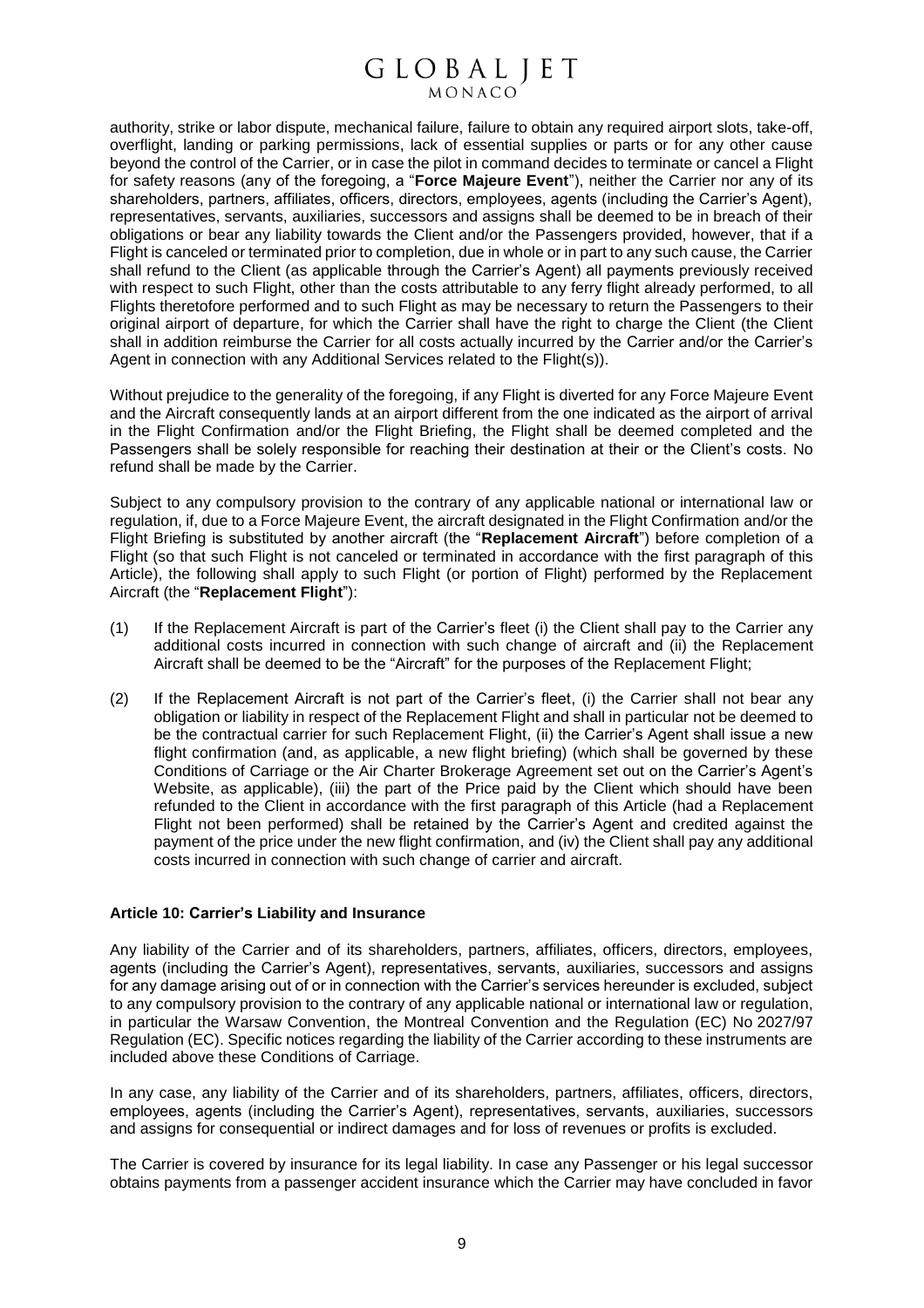authority, strike or labor dispute, mechanical failure, failure to obtain any required airport slots, take-off, overflight, landing or parking permissions, lack of essential supplies or parts or for any other cause beyond the control of the Carrier, or in case the pilot in command decides to terminate or cancel a Flight for safety reasons (any of the foregoing, a "**Force Majeure Event**"), neither the Carrier nor any of its shareholders, partners, affiliates, officers, directors, employees, agents (including the Carrier's Agent), representatives, servants, auxiliaries, successors and assigns shall be deemed to be in breach of their obligations or bear any liability towards the Client and/or the Passengers provided, however, that if a Flight is canceled or terminated prior to completion, due in whole or in part to any such cause, the Carrier shall refund to the Client (as applicable through the Carrier's Agent) all payments previously received with respect to such Flight, other than the costs attributable to any ferry flight already performed, to all Flights theretofore performed and to such Flight as may be necessary to return the Passengers to their original airport of departure, for which the Carrier shall have the right to charge the Client (the Client shall in addition reimburse the Carrier for all costs actually incurred by the Carrier and/or the Carrier's Agent in connection with any Additional Services related to the Flight(s)).

Without prejudice to the generality of the foregoing, if any Flight is diverted for any Force Majeure Event and the Aircraft consequently lands at an airport different from the one indicated as the airport of arrival in the Flight Confirmation and/or the Flight Briefing, the Flight shall be deemed completed and the Passengers shall be solely responsible for reaching their destination at their or the Client's costs. No refund shall be made by the Carrier.

Subject to any compulsory provision to the contrary of any applicable national or international law or regulation, if, due to a Force Majeure Event, the aircraft designated in the Flight Confirmation and/or the Flight Briefing is substituted by another aircraft (the "**Replacement Aircraft**") before completion of a Flight (so that such Flight is not canceled or terminated in accordance with the first paragraph of this Article), the following shall apply to such Flight (or portion of Flight) performed by the Replacement Aircraft (the "**Replacement Flight**"):

(1) If the Replacement Aircraft is part of the Carrier's fleet (i) the Client shall pay to the Carrier any additional costs incurred in connection with such change of aircraft and (ii) the Replacement Aircraft shall be deemed to be the "Aircraft" for the purposes of the Replacement Flight;

(2) If the Replacement Aircraft is not part of the Carrier's fleet, (i) the Carrier shall not bear any obligation or liability in respect of the Replacement Flight and shall in particular not be deemed to be the contractual carrier for such Replacement Flight, (ii) the Carrier's Agent shall issue a new flight confirmation (and, as applicable, a new flight briefing) (which shall be governed by these Conditions of Carriage or the Air Charter Brokerage Agreement set out on the Carrier's Agent's Website, as applicable), (iii) the part of the Price paid by the Client which should have been refunded to the Client in accordance with the first paragraph of this Article (had a Replacement Flight not been performed) shall be retained by the Carrier's Agent and credited against the payment of the price under the new flight confirmation, and (iv) the Client shall pay any additional costs incurred in connection with such change of carrier and aircraft.

**Article 10: Carrier's Liability and Insurance**

Any liability of the Carrier and of its shareholders, partners, affiliates, officers, directors, employees, agents (including the Carrier's Agent), representatives, servants, auxiliaries, successors and assigns for any damage arising out of or in connection with the Carrier's services hereunder is excluded, subject to any compulsory provision to the contrary of any applicable national or international law or regulation, in particular the Warsaw Convention, the Montreal Convention and the Regulation (EC) No 2027/97 Regulation (EC). Specific notices regarding the liability of the Carrier according to these instruments are included above these Conditions of Carriage.

In any case, any liability of the Carrier and of its shareholders, partners, affiliates, officers, directors, employees, agents (including the Carrier's Agent), representatives, servants, auxiliaries, successors and assigns for consequential or indirect damages and for loss of revenues or profits is excluded.

The Carrier is covered by insurance for its legal liability. In case any Passenger or his legal successor obtains payments from a passenger accident insurance which the Carrier may have concluded in favor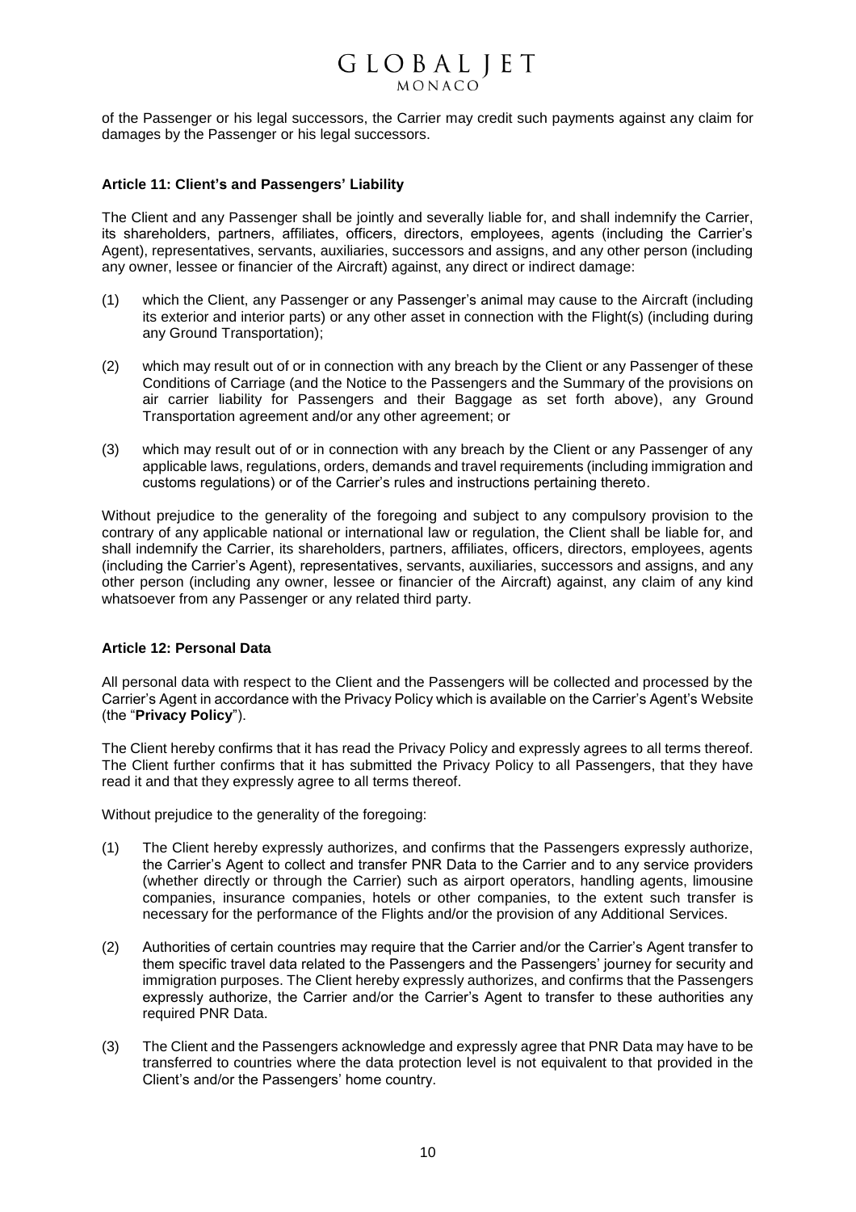of the Passenger or his legal successors, the Carrier may credit such payments against any claim for damages by the Passenger or his legal successors.

**Article 11: Client's and Passengers' Liability**

The Client and any Passenger shall be jointly and severally liable for, and shall indemnify the Carrier, its shareholders, partners, affiliates, officers, directors, employees, agents (including the Carrier's Agent), representatives, servants, auxiliaries, successors and assigns, and any other person (including any owner, lessee or financier of the Aircraft) against, any direct or indirect damage:

(1) which the Client, any Passenger or any Passenger's animal may cause to the Aircraft (including its exterior and interior parts) or any other asset in connection with the Flight(s) (including during any Ground Transportation);

(2) which may result out of or in connection with any breach by the Client or any Passenger of these Conditions of Carriage (and the Notice to the Passengers and the Summary of the provisions on air carrier liability for Passengers and their Baggage as set forth above), any Ground Transportation agreement and/or any other agreement; or

(3) which may result out of or in connection with any breach by the Client or any Passenger of any applicable laws, regulations, orders, demands and travel requirements (including immigration and customs regulations) or of the Carrier's rules and instructions pertaining thereto.

Without prejudice to the generality of the foregoing and subject to any compulsory provision to the contrary of any applicable national or international law or regulation, the Client shall be liable for, and shall indemnify the Carrier, its shareholders, partners, affiliates, officers, directors, employees, agents (including the Carrier's Agent), representatives, servants, auxiliaries, successors and assigns, and any other person (including any owner, lessee or financier of the Aircraft) against, any claim of any kind whatsoever from any Passenger or any related third party.

**Article 12: Personal Data**

All personal data with respect to the Client and the Passengers will be collected and processed by the Carrier's Agent in accordance with the Privacy Policy which is available on the Carrier's Agent's Website (the "**Privacy Policy**").

The Client hereby confirms that it has read the Privacy Policy and expressly agrees to all terms thereof. The Client further confirms that it has submitted the Privacy Policy to all Passengers, that they have read it and that they expressly agree to all terms thereof.

Without prejudice to the generality of the foregoing:

(1) The Client hereby expressly authorizes, and confirms that the Passengers expressly authorize, the Carrier's Agent to collect and transfer PNR Data to the Carrier and to any service providers (whether directly or through the Carrier) such as airport operators, handling agents, limousine companies, insurance companies, hotels or other companies, to the extent such transfer is necessary for the performance of the Flights and/or the provision of any Additional Services.

(2) Authorities of certain countries may require that the Carrier and/or the Carrier's Agent transfer to them specific travel data related to the Passengers and the Passengers' journey for security and immigration purposes. The Client hereby expressly authorizes, and confirms that the Passengers expressly authorize, the Carrier and/or the Carrier's Agent to transfer to these authorities any required PNR Data.

(3) The Client and the Passengers acknowledge and expressly agree that PNR Data may have to be transferred to countries where the data protection level is not equivalent to that provided in the Client's and/or the Passengers' home country.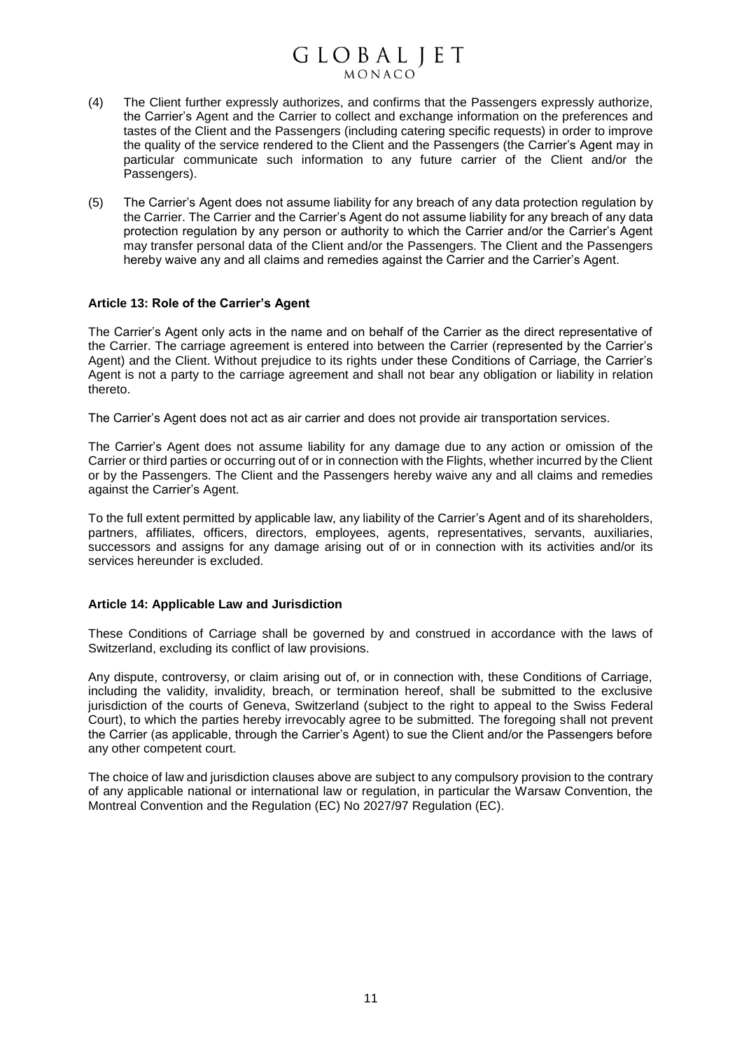(4) The Client further expressly authorizes, and confirms that the Passengers expressly authorize, the Carrier's Agent and the Carrier to collect and exchange information on the preferences and tastes of the Client and the Passengers (including catering specific requests) in order to improve the quality of the service rendered to the Client and the Passengers (the Carrier's Agent may in particular communicate such information to any future carrier of the Client and/or the Passengers).

(5) The Carrier's Agent does not assume liability for any breach of any data protection regulation by the Carrier. The Carrier and the Carrier's Agent do not assume liability for any breach of any data protection regulation by any person or authority to which the Carrier and/or the Carrier's Agent may transfer personal data of the Client and/or the Passengers. The Client and the Passengers hereby waive any and all claims and remedies against the Carrier and the Carrier's Agent.

**Article 13: Role of the Carrier's Agent**

The Carrier's Agent only acts in the name and on behalf of the Carrier as the direct representative of the Carrier. The carriage agreement is entered into between the Carrier (represented by the Carrier's Agent) and the Client. Without prejudice to its rights under these Conditions of Carriage, the Carrier's Agent is not a party to the carriage agreement and shall not bear any obligation or liability in relation thereto.

The Carrier's Agent does not act as air carrier and does not provide air transportation services.

The Carrier's Agent does not assume liability for any damage due to any action or omission of the Carrier or third parties or occurring out of or in connection with the Flights, whether incurred by the Client or by the Passengers. The Client and the Passengers hereby waive any and all claims and remedies against the Carrier's Agent.

To the full extent permitted by applicable law, any liability of the Carrier's Agent and of its shareholders, partners, affiliates, officers, directors, employees, agents, representatives, servants, auxiliaries, successors and assigns for any damage arising out of or in connection with its activities and/or its services hereunder is excluded.

**Article 14: Applicable Law and Jurisdiction**

These Conditions of Carriage shall be governed by and construed in accordance with the laws of Switzerland, excluding its conflict of law provisions.

Any dispute, controversy, or claim arising out of, or in connection with, these Conditions of Carriage, including the validity, invalidity, breach, or termination hereof, shall be submitted to the exclusive jurisdiction of the courts of Geneva, Switzerland (subject to the right to appeal to the Swiss Federal Court), to which the parties hereby irrevocably agree to be submitted. The foregoing shall not prevent the Carrier (as applicable, through the Carrier's Agent) to sue the Client and/or the Passengers before any other competent court.

The choice of law and jurisdiction clauses above are subject to any compulsory provision to the contrary of any applicable national or international law or regulation, in particular the Warsaw Convention, the Montreal Convention and the Regulation (EC) No 2027/97 Regulation (EC).